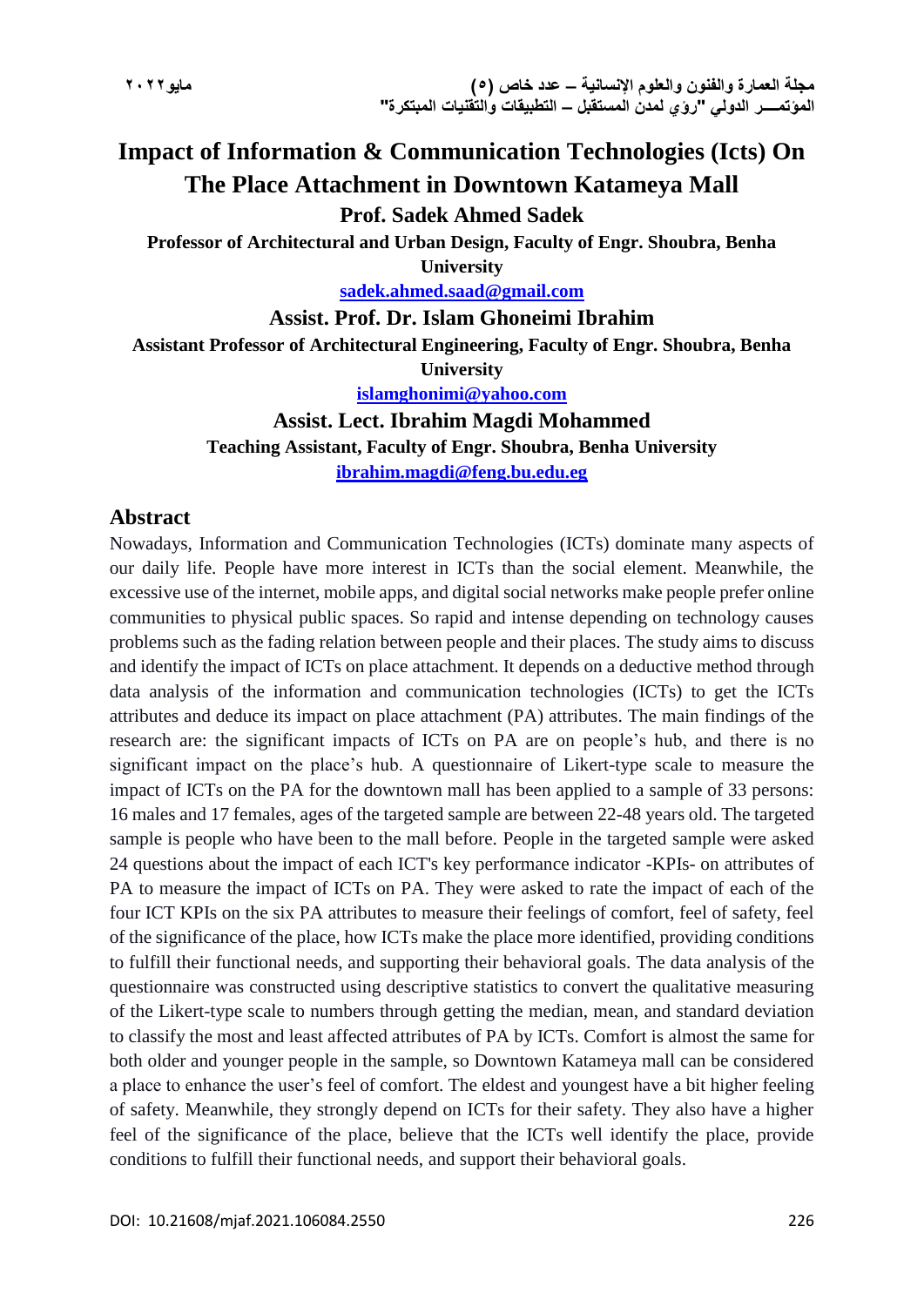# Impact of Information & Communication Technologies (Icts) On The Place Attachment in Downtown Katameya Mall

**Prof. Sadek Ahmed Sadek**

**Professor of Architectural and Urban Design, Faculty of Engr. Shoubra, Benha University**

sadek.ahmed.saad@gmail.com

**Assist. Prof. Dr. Islam Ghoneimi Ibrahim**

**Assistant Professor of Architectural Engineering, Faculty of Engr. Shoubra, Benha University**

islamghonimi@yahoo.com

**Assist. Lect. Ibrahim Magdi Mohammed**

**Teaching Assistant, Faculty of Engr. Shoubra, Benha University**

ibrahim.magdi@feng.bu.edu.eg

## Abstract

Nowadays, Information and Communication Technologies (ICTs) dominate many aspects of our daily life. People have more interest in ICTs than the social element. Meanwhile, the excessive use of the internet, mobile apps, and digital social networks make people prefer online communities to physical public spaces. So rapid and intense depending on technology causes problems such as the fading relation between people and their places. The study aims to discuss and identify the impact of ICTs on place attachment. It depends on a deductive method through data analysis of the information and communication technologies (ICTs) to get the ICTs attributes and deduce its impact on place attachment (PA) attributes. The main findings of the research are: the significant impacts of ICTs on PA are on people's hub, and there is no significant impact on the place's hub. A questionnaire of Likert-type scale to measure the impact of ICTs on the PA for the downtown mall has been applied to a sample of 33 persons: 16 males and 17 females, ages of the targeted sample are between 22-48 years old. The targeted sample is people who have been to the mall before. People in the targeted sample were asked 24 questions about the impact of each ICT's key performance indicator -KPIs- on attributes of PA to measure the impact of ICTs on PA. They were asked to rate the impact of each of the four ICT KPIs on the six PA attributes to measure their feelings of comfort, feel of safety, feel of the significance of the place, how ICTs make the place more identified, providing conditions to fulfill their functional needs, and supporting their behavioral goals. The data analysis of the questionnaire was constructed using descriptive statistics to convert the qualitative measuring of the Likert-type scale to numbers through getting the median, mean, and standard deviation to classify the most and least affected attributes of PA by ICTs. Comfort is almost the same for both older and younger people in the sample, so Downtown Katameya mall can be considered a place to enhance the user's feel of comfort. The eldest and youngest have a bit higher feeling of safety. Meanwhile, they strongly depend on ICTs for their safety. They also have a higher feel of the significance of the place, believe that the ICTs well identify the place, provide conditions to fulfill their functional needs, and support their behavioral goals.

DOI: 10.21608/mjaf.2021.106084.2550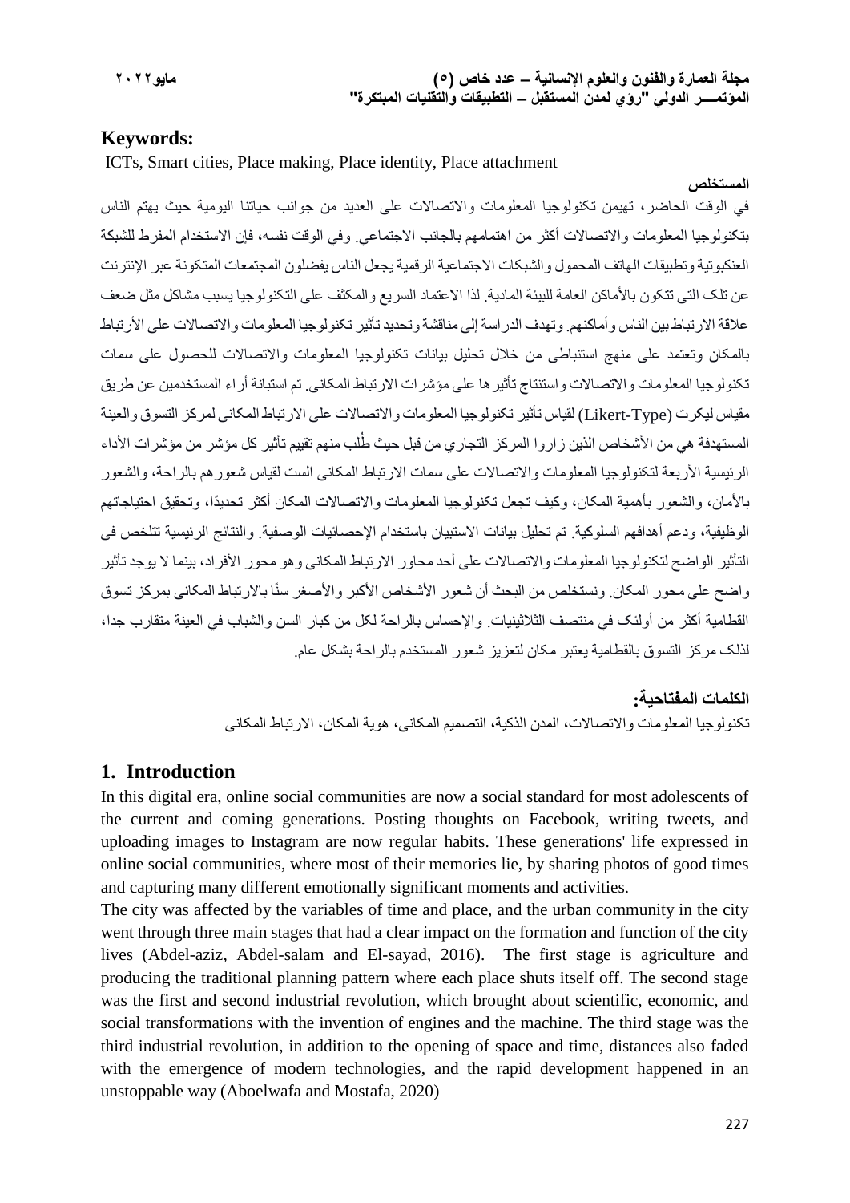## Keywords:

ICTs, Smart cities, Place making, Place identity, Place attachment

**المستخلص**

في الوقت الحاضر، تهيمن تكنولوجيا المعلومات والاتصالات على العديد من جوانب حياتنا اليومية حيث يهتم الناس بتكنولوجيا المعلومات والاتصالات أكثر من اهتمامهم بالجانب الاجتماعي. وفي الوقت نفسه، فإن الاستخدام المفرط للشبكة العنكبوتية وتطبيقات الهاتف المحمول والشبكات الاجتماعية الرقمية يجعل الناس يفضلون المجتمعات المتكونة عبر الإنترنت عن تلك التى تتكون بالأماكن العامة للبيئة المادية. لذا الاعتماد السريع والمكثف على التكنولوجيا يسبب مشاكل مثل ضعف علاقة الارتباط بين الناس وأماكنهم. وتهدف الدراسة إلى مناقشة وتحديد تأثير تكنولوجيا المعلومات والاتصالات على الأرتباط بالمكان وتعتمد على منهج استنباطى من خلال تحليل بيانات تكنولوجيا المعلومات والاتصالات للحصول على سمات تكنولوجيا المعلومات والاتصالات واستنتاج تأثيرها على مؤشرات الارتباط المكانى. تم استبانة أراء المستخدمين عن طريق مقياس ليكرت (Likert-Type) لقياس تأثير تكنولوجيا المعلومات والاتصالات على الارتباط المكانى لمركز التسوق والعينة المستهدفة هي من الأشخاص الذين زاروا المركز التجاري من قبل حيث طُلب منهم تقييم تأثير كل مؤشر من مؤشرات الأداء الرئيسية الأربعة لتكنولوجيا المعلومات والاتصالات على سمات الارتباط المكانى الست لقياس شعورهم بالراحة، والشعور بالأمان، والشعور بأهمية المكان، وكيف تجعل تكنولوجيا المعلومات والاتصالات المكان أكثر تحديدًا، وتحقيق احتياجاتهم الوظيفية، ودعم أهدافهم السلوكية. تم تحليل بيانات الاستبيان باستخدام الإحصائيات الوصفية. والنتائج الرئيسية تتلخص فى التأثير الواضح لتكنولوجيا المعلومات والاتصالات على أحد محاور الارتباط المكانى وهو محور الأفراد، بينما لا يوجد تأثير واضح على محور المكان. ونستخلص من البحث أن شعور الأشخاص الأكبر والأصغر سنًا بالارتباط المكانى بمركز تسوق القطامية أكثر من أولئك في منتصف الثلاثينيات. والإحساس بالراحة لكل من كبار السن والشباب في العينة متقارب جدا، لذلك مركز التسوق بالقطامية يعتبر مكان لتعزيز شعور المستخدم بالراحة بشكل عام.

**الكلمات المفتاحية:**

تكنولوجيا المعلومات والاتصالات، المدن الذكية، التصميم المكانى، هوية المكان، الارتباط المكانى

## 1. Introduction

In this digital era, online social communities are now a social standard for most adolescents of the current and coming generations. Posting thoughts on Facebook, writing tweets, and uploading images to Instagram are now regular habits. These generations' life expressed in online social communities, where most of their memories lie, by sharing photos of good times and capturing many different emotionally significant moments and activities.

The city was affected by the variables of time and place, and the urban community in the city went through three main stages that had a clear impact on the formation and function of the city lives (Abdel-aziz, Abdel-salam and El-sayad, 2016). The first stage is agriculture and producing the traditional planning pattern where each place shuts itself off. The second stage was the first and second industrial revolution, which brought about scientific, economic, and social transformations with the invention of engines and the machine. The third stage was the third industrial revolution, in addition to the opening of space and time, distances also faded with the emergence of modern technologies, and the rapid development happened in an unstoppable way (Aboelwafa and Mostafa, 2020)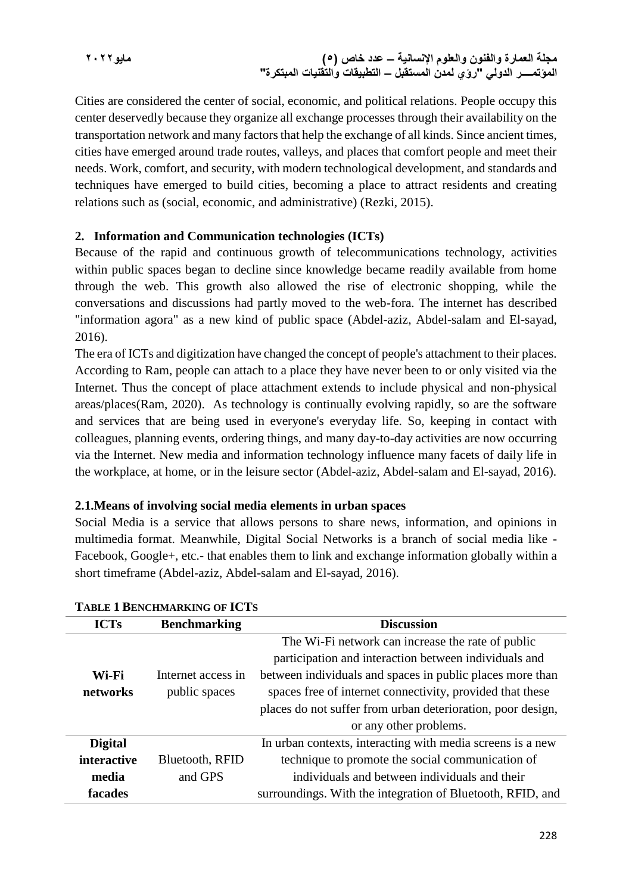Cities are considered the center of social, economic, and political relations. People occupy this center deservedly because they organize all exchange processes through their availability on the transportation network and many factors that help the exchange of all kinds. Since ancient times, cities have emerged around trade routes, valleys, and places that comfort people and meet their needs. Work, comfort, and security, with modern technological development, and standards and techniques have emerged to build cities, becoming a place to attract residents and creating relations such as (social, economic, and administrative) (Rezki, 2015).

## 2. Information and Communication technologies (ICTs)

Because of the rapid and continuous growth of telecommunications technology, activities within public spaces began to decline since knowledge became readily available from home through the web. This growth also allowed the rise of electronic shopping, while the conversations and discussions had partly moved to the web-fora. The internet has described "information agora" as a new kind of public space (Abdel-aziz, Abdel-salam and El-sayad, 2016).

The era of ICTs and digitization have changed the concept of people's attachment to their places. According to Ram, people can attach to a place they have never been to or only visited via the Internet. Thus the concept of place attachment extends to include physical and non-physical areas/places(Ram, 2020). As technology is continually evolving rapidly, so are the software and services that are being used in everyone's everyday life. So, keeping in contact with colleagues, planning events, ordering things, and many day-to-day activities are now occurring via the Internet. New media and information technology influence many facets of daily life in the workplace, at home, or in the leisure sector (Abdel-aziz, Abdel-salam and El-sayad, 2016).

### 2.1. Means of involving social media elements in urban spaces

Social Media is a service that allows persons to share news, information, and opinions in multimedia format. Meanwhile, Digital Social Networks is a branch of social media like - Facebook, Google+, etc.- that enables them to link and exchange information globally within a short timeframe (Abdel-aziz, Abdel-salam and El-sayad, 2016).

**TABLE 1 BENCHMARKING OF ICTS**

| ICTs | Benchmarking | Discussion |
|---|---|---|
| **Wi-Fi networks** | Internet access in public spaces | The Wi-Fi network can increase the rate of public participation and interaction between individuals and between individuals and spaces in public places more than spaces free of internet connectivity, provided that these places do not suffer from urban deterioration, poor design, or any other problems. |
| **Digital interactive media facades** | Bluetooth, RFID and GPS | In urban contexts, interacting with media screens is a new technique to promote the social communication of individuals and between individuals and their surroundings. With the integration of Bluetooth, RFID, and |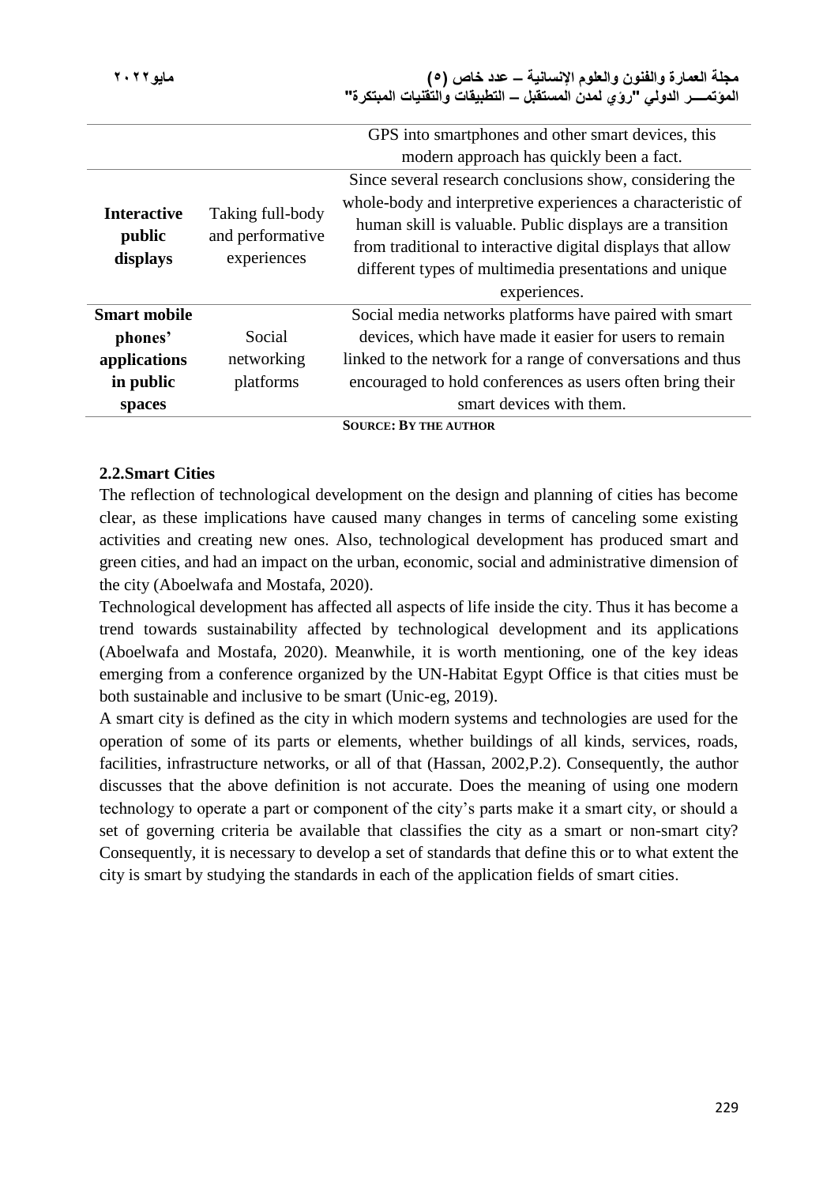| | | |
|---|---|---|
| | | GPS into smartphones and other smart devices, this modern approach has quickly been a fact. |
| **Interactive public displays** | Taking full-body and performative experiences | Since several research conclusions show, considering the whole-body and interpretive experiences a characteristic of human skill is valuable. Public displays are a transition from traditional to interactive digital displays that allow different types of multimedia presentations and unique experiences. |
| **Smart mobile phones' applications in public spaces** | Social networking platforms | Social media networks platforms have paired with smart devices, which have made it easier for users to remain linked to the network for a range of conversations and thus encouraged to hold conferences as users often bring their smart devices with them. |

**Source: By the author**

### 2.2.Smart Cities

The reflection of technological development on the design and planning of cities has become clear, as these implications have caused many changes in terms of canceling some existing activities and creating new ones. Also, technological development has produced smart and green cities, and had an impact on the urban, economic, social and administrative dimension of the city (Aboelwafa and Mostafa, 2020).

Technological development has affected all aspects of life inside the city. Thus it has become a trend towards sustainability affected by technological development and its applications (Aboelwafa and Mostafa, 2020). Meanwhile, it is worth mentioning, one of the key ideas emerging from a conference organized by the UN-Habitat Egypt Office is that cities must be both sustainable and inclusive to be smart (Unic-eg, 2019).

A smart city is defined as the city in which modern systems and technologies are used for the operation of some of its parts or elements, whether buildings of all kinds, services, roads, facilities, infrastructure networks, or all of that (Hassan, 2002,P.2). Consequently, the author discusses that the above definition is not accurate. Does the meaning of using one modern technology to operate a part or component of the city's parts make it a smart city, or should a set of governing criteria be available that classifies the city as a smart or non-smart city? Consequently, it is necessary to develop a set of standards that define this or to what extent the city is smart by studying the standards in each of the application fields of smart cities.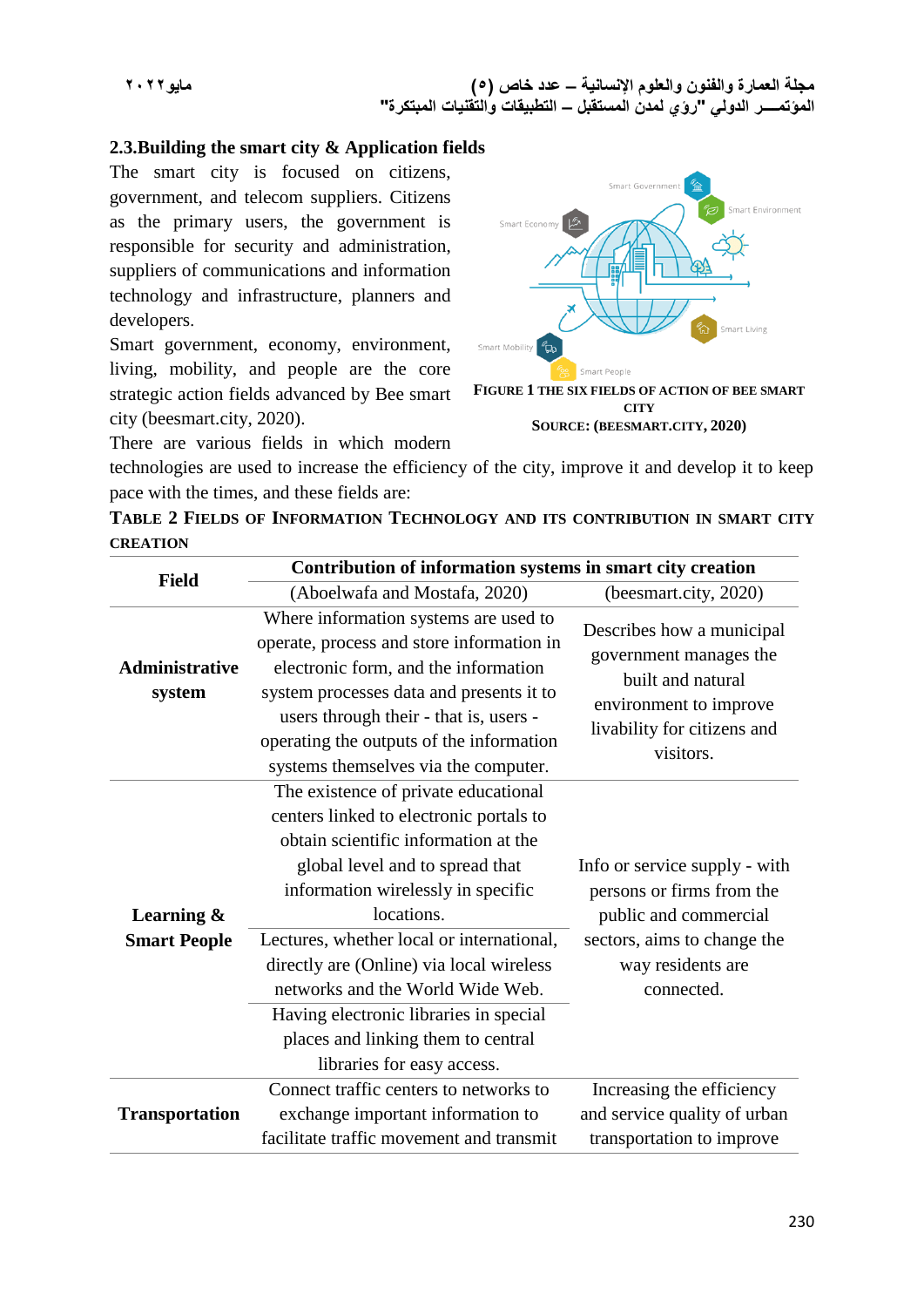## 2.3.Building the smart city & Application fields

The smart city is focused on citizens, government, and telecom suppliers. Citizens as the primary users, the government is responsible for security and administration, suppliers of communications and information technology and infrastructure, planners and developers.

Smart government, economy, environment, living, mobility, and people are the core strategic action fields advanced by Bee smart city (beesmart.city, 2020).

Smart Government
Smart Environment
Smart Economy
Smart Living
Smart Mobility
Smart People

FIGURE 1 THE SIX FIELDS OF ACTION OF BEE SMART CITY
SOURCE: (BEESMART.CITY, 2020)

There are various fields in which modern technologies are used to increase the efficiency of the city, improve it and develop it to keep pace with the times, and these fields are:

TABLE 2 FIELDS OF INFORMATION TECHNOLOGY AND ITS CONTRIBUTION IN SMART CITY CREATION

| Field | Contribution of information systems in smart city creation | |
|---|---|---|
| | (Aboelwafa and Mostafa, 2020) | (beesmart.city, 2020) |
| **Administrative system** | Where information systems are used to operate, process and store information in electronic form, and the information system processes data and presents it to users through their - that is, users - operating the outputs of the information systems themselves via the computer. | Describes how a municipal government manages the built and natural environment to improve livability for citizens and visitors. |
| **Learning & Smart People** | The existence of private educational centers linked to electronic portals to obtain scientific information at the global level and to spread that information wirelessly in specific locations. | Info or service supply - with persons or firms from the public and commercial sectors, aims to change the way residents are connected. |
| | Lectures, whether local or international, directly are (Online) via local wireless networks and the World Wide Web. | |
| | Having electronic libraries in special places and linking them to central libraries for easy access. | |
| **Transportation** | Connect traffic centers to networks to exchange important information to facilitate traffic movement and transmit | Increasing the efficiency and service quality of urban transportation to improve |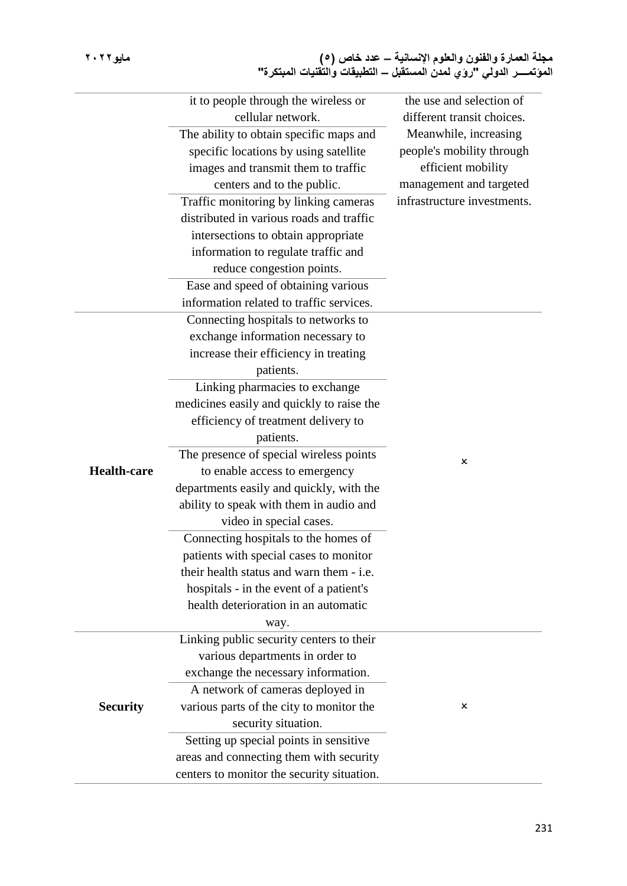| | | |
|---|---|---|
| | it to people through the wireless or cellular network. | the use and selection of different transit choices. Meanwhile, increasing people's mobility through efficient mobility management and targeted infrastructure investments. |
| | The ability to obtain specific maps and specific locations by using satellite images and transmit them to traffic centers and to the public. | |
| | Traffic monitoring by linking cameras distributed in various roads and traffic intersections to obtain appropriate information to regulate traffic and reduce congestion points. | |
| | Ease and speed of obtaining various information related to traffic services. | |
| **Health-care** | Connecting hospitals to networks to exchange information necessary to increase their efficiency in treating patients. | × |
| | Linking pharmacies to exchange medicines easily and quickly to raise the efficiency of treatment delivery to patients. | |
| | The presence of special wireless points to enable access to emergency departments easily and quickly, with the ability to speak with them in audio and video in special cases. | |
| | Connecting hospitals to the homes of patients with special cases to monitor their health status and warn them - i.e. hospitals - in the event of a patient's health deterioration in an automatic way. | |
| **Security** | Linking public security centers to their various departments in order to exchange the necessary information. | × |
| | A network of cameras deployed in various parts of the city to monitor the security situation. | |
| | Setting up special points in sensitive areas and connecting them with security centers to monitor the security situation. | |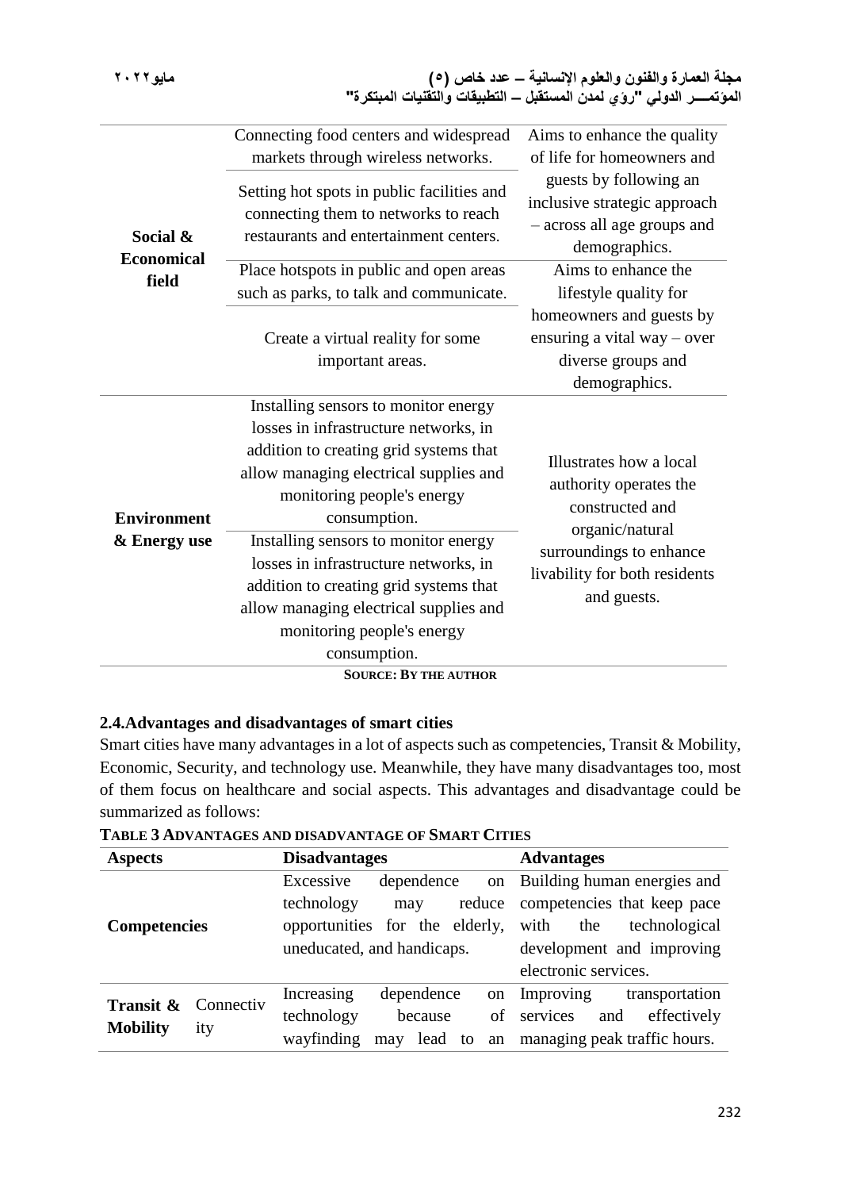| | | |
|---|---|---|
| **Social & Economical field** | Connecting food centers and widespread markets through wireless networks. | Aims to enhance the quality of life for homeowners and guests by following an inclusive strategic approach – across all age groups and demographics. |
| | Setting hot spots in public facilities and connecting them to networks to reach restaurants and entertainment centers. | |
| | Place hotspots in public and open areas such as parks, to talk and communicate. | Aims to enhance the lifestyle quality for homeowners and guests by ensuring a vital way – over diverse groups and demographics. |
| | Create a virtual reality for some important areas. | |
| **Environment & Energy use** | Installing sensors to monitor energy losses in infrastructure networks, in addition to creating grid systems that allow managing electrical supplies and monitoring people's energy consumption. | Illustrates how a local authority operates the constructed and organic/natural surroundings to enhance livability for both residents and guests. |
| | Installing sensors to monitor energy losses in infrastructure networks, in addition to creating grid systems that allow managing electrical supplies and monitoring people's energy consumption. | |

**SOURCE: BY THE AUTHOR**

### 2.4.Advantages and disadvantages of smart cities

Smart cities have many advantages in a lot of aspects such as competencies, Transit & Mobility, Economic, Security, and technology use. Meanwhile, they have many disadvantages too, most of them focus on healthcare and social aspects. This advantages and disadvantage could be summarized as follows:

**TABLE 3 ADVANTAGES AND DISADVANTAGE OF SMART CITIES**

| **Aspects** | | **Disadvantages** | **Advantages** |
|---|---|---|---|
| **Competencies** | | Excessive dependence on technology may reduce opportunities for the elderly, uneducated, and handicaps. | Building human energies and competencies that keep pace with the technological development and improving electronic services. |
| **Transit & Mobility** | Connectivity | Increasing dependence on technology because of wayfinding may lead to an | Improving transportation services and effectively managing peak traffic hours. |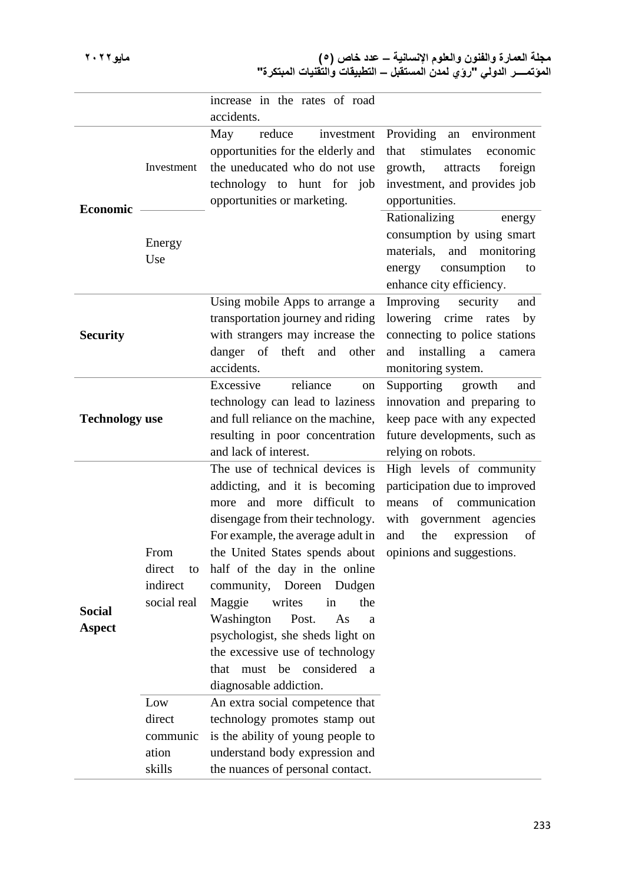| | | | |
|---|---|---|---|
| | | increase in the rates of road accidents. | |
| **Economic** | Investment | May reduce investment opportunities for the elderly and the uneducated who do not use technology to hunt for job opportunities or marketing. | Providing an environment that stimulates economic growth, attracts foreign investment, and provides job opportunities. |
| | Energy Use | | Rationalizing energy consumption by using smart materials, and monitoring energy consumption to enhance city efficiency. |
| **Security** | | Using mobile Apps to arrange a transportation journey and riding with strangers may increase the danger of theft and other accidents. | Improving security and lowering crime rates by connecting to police stations and installing a camera monitoring system. |
| **Technology use** | | Excessive reliance on technology can lead to laziness and full reliance on the machine, resulting in poor concentration and lack of interest. | Supporting growth and innovation and preparing to keep pace with any expected future developments, such as relying on robots. |
| **Social Aspect** | From direct to indirect social real | The use of technical devices is addicting, and it is becoming more and more difficult to disengage from their technology. For example, the average adult in the United States spends about half of the day in the online community, Doreen Dudgen Maggie writes in the Washington Post. As a psychologist, she sheds light on the excessive use of technology that must be considered a diagnosable addiction. | High levels of community participation due to improved means of communication with government agencies and the expression of opinions and suggestions. |
| | Low direct communication skills | An extra social competence that technology promotes stamp out is the ability of young people to understand body expression and the nuances of personal contact. | |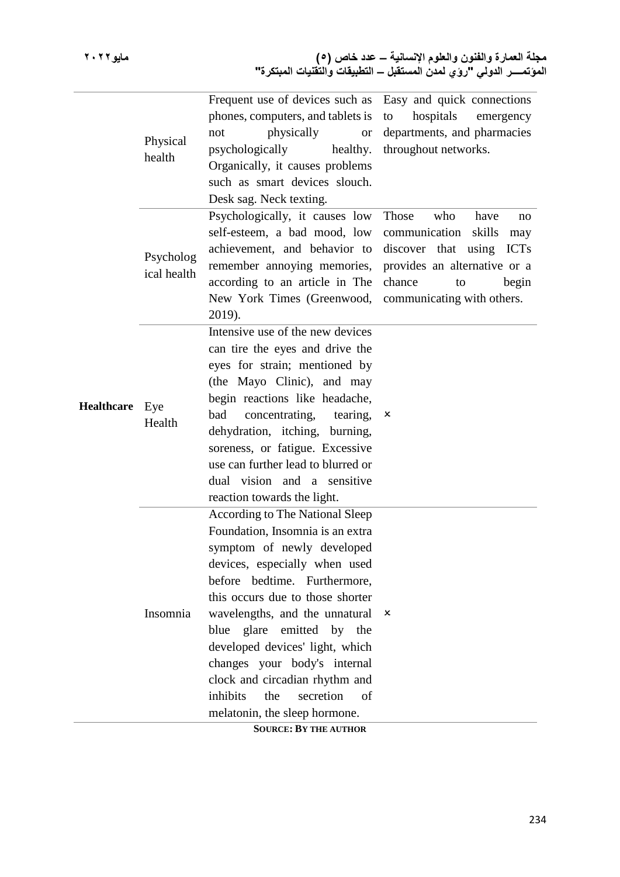| | | | |
|---|---|---|---|
| Healthcare | Physical health | Frequent use of devices such as phones, computers, and tablets is not physically or psychologically healthy. Organically, it causes problems such as smart devices slouch. Desk sag. Neck texting. | Easy and quick connections to hospitals emergency departments, and pharmacies throughout networks. |
| | Psychological health | Psychologically, it causes low self-esteem, a bad mood, low achievement, and behavior to remember annoying memories, according to an article in The New York Times (Greenwood, 2019). | Those who have no communication skills may discover that using ICTs provides an alternative or a chance to begin communicating with others. |
| | Eye Health | Intensive use of the new devices can tire the eyes and drive the eyes for strain; mentioned by (the Mayo Clinic), and may begin reactions like headache, bad concentrating, tearing, dehydration, itching, burning, soreness, or fatigue. Excessive use can further lead to blurred or dual vision and a sensitive reaction towards the light. | × |
| | Insomnia | According to The National Sleep Foundation, Insomnia is an extra symptom of newly developed devices, especially when used before bedtime. Furthermore, this occurs due to those shorter wavelengths, and the unnatural blue glare emitted by the developed devices' light, which changes your body's internal clock and circadian rhythm and inhibits the secretion of melatonin, the sleep hormone. | × |

SOURCE: BY THE AUTHOR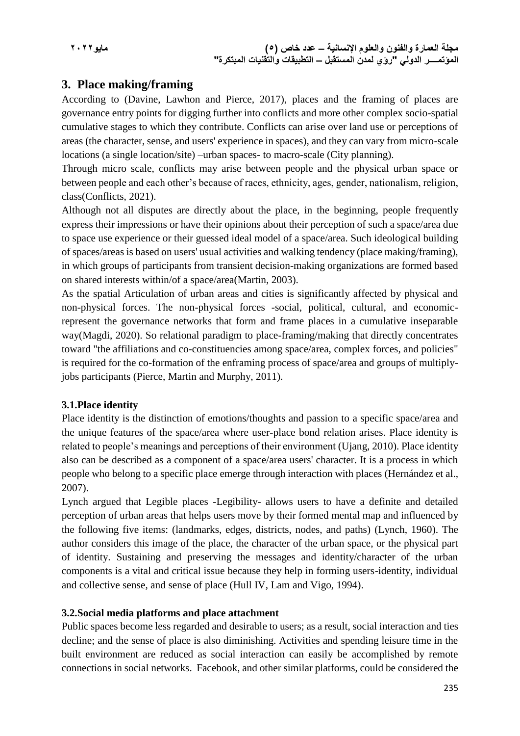## 3. Place making/framing

According to (Davine, Lawhon and Pierce, 2017), places and the framing of places are governance entry points for digging further into conflicts and more other complex socio-spatial cumulative stages to which they contribute. Conflicts can arise over land use or perceptions of areas (the character, sense, and users' experience in spaces), and they can vary from micro-scale locations (a single location/site) –urban spaces- to macro-scale (City planning).

Through micro scale, conflicts may arise between people and the physical urban space or between people and each other's because of races, ethnicity, ages, gender, nationalism, religion, class(Conflicts, 2021).

Although not all disputes are directly about the place, in the beginning, people frequently express their impressions or have their opinions about their perception of such a space/area due to space use experience or their guessed ideal model of a space/area. Such ideological building of spaces/areas is based on users' usual activities and walking tendency (place making/framing), in which groups of participants from transient decision-making organizations are formed based on shared interests within/of a space/area(Martin, 2003).

As the spatial Articulation of urban areas and cities is significantly affected by physical and non-physical forces. The non-physical forces -social, political, cultural, and economic- represent the governance networks that form and frame places in a cumulative inseparable way(Magdi, 2020). So relational paradigm to place-framing/making that directly concentrates toward "the affiliations and co-constituencies among space/area, complex forces, and policies" is required for the co-formation of the enframing process of space/area and groups of multiply-jobs participants (Pierce, Martin and Murphy, 2011).

### 3.1.Place identity

Place identity is the distinction of emotions/thoughts and passion to a specific space/area and the unique features of the space/area where user-place bond relation arises. Place identity is related to people's meanings and perceptions of their environment (Ujang, 2010). Place identity also can be described as a component of a space/area users' character. It is a process in which people who belong to a specific place emerge through interaction with places (Hernández et al., 2007).

Lynch argued that Legible places -Legibility- allows users to have a definite and detailed perception of urban areas that helps users move by their formed mental map and influenced by the following five items: (landmarks, edges, districts, nodes, and paths) (Lynch, 1960). The author considers this image of the place, the character of the urban space, or the physical part of identity. Sustaining and preserving the messages and identity/character of the urban components is a vital and critical issue because they help in forming users-identity, individual and collective sense, and sense of place (Hull IV, Lam and Vigo, 1994).

### 3.2.Social media platforms and place attachment

Public spaces become less regarded and desirable to users; as a result, social interaction and ties decline; and the sense of place is also diminishing. Activities and spending leisure time in the built environment are reduced as social interaction can easily be accomplished by remote connections in social networks. Facebook, and other similar platforms, could be considered the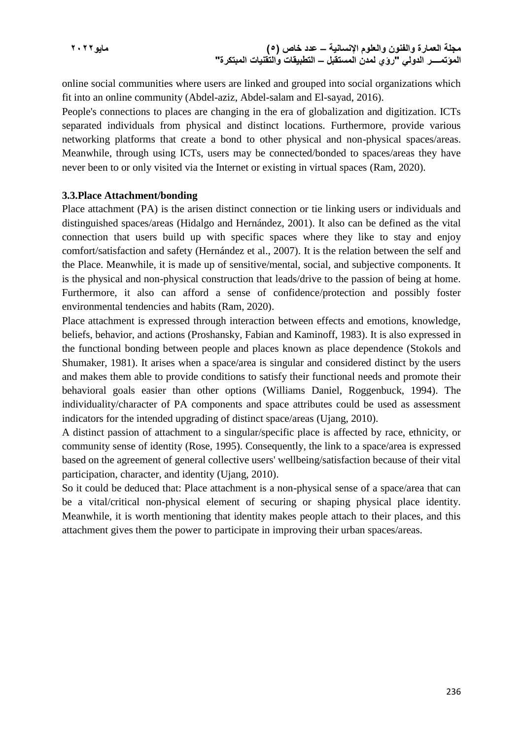online social communities where users are linked and grouped into social organizations which fit into an online community (Abdel-aziz, Abdel-salam and El-sayad, 2016).

People's connections to places are changing in the era of globalization and digitization. ICTs separated individuals from physical and distinct locations. Furthermore, provide various networking platforms that create a bond to other physical and non-physical spaces/areas. Meanwhile, through using ICTs, users may be connected/bonded to spaces/areas they have never been to or only visited via the Internet or existing in virtual spaces (Ram, 2020).

### 3.3.Place Attachment/bonding

Place attachment (PA) is the arisen distinct connection or tie linking users or individuals and distinguished spaces/areas (Hidalgo and Hernández, 2001). It also can be defined as the vital connection that users build up with specific spaces where they like to stay and enjoy comfort/satisfaction and safety (Hernández et al., 2007). It is the relation between the self and the Place. Meanwhile, it is made up of sensitive/mental, social, and subjective components. It is the physical and non-physical construction that leads/drive to the passion of being at home. Furthermore, it also can afford a sense of confidence/protection and possibly foster environmental tendencies and habits (Ram, 2020).

Place attachment is expressed through interaction between effects and emotions, knowledge, beliefs, behavior, and actions (Proshansky, Fabian and Kaminoff, 1983). It is also expressed in the functional bonding between people and places known as place dependence (Stokols and Shumaker, 1981). It arises when a space/area is singular and considered distinct by the users and makes them able to provide conditions to satisfy their functional needs and promote their behavioral goals easier than other options (Williams Daniel, Roggenbuck, 1994). The individuality/character of PA components and space attributes could be used as assessment indicators for the intended upgrading of distinct space/areas (Ujang, 2010).

A distinct passion of attachment to a singular/specific place is affected by race, ethnicity, or community sense of identity (Rose, 1995). Consequently, the link to a space/area is expressed based on the agreement of general collective users' wellbeing/satisfaction because of their vital participation, character, and identity (Ujang, 2010).

So it could be deduced that: Place attachment is a non-physical sense of a space/area that can be a vital/critical non-physical element of securing or shaping physical place identity. Meanwhile, it is worth mentioning that identity makes people attach to their places, and this attachment gives them the power to participate in improving their urban spaces/areas.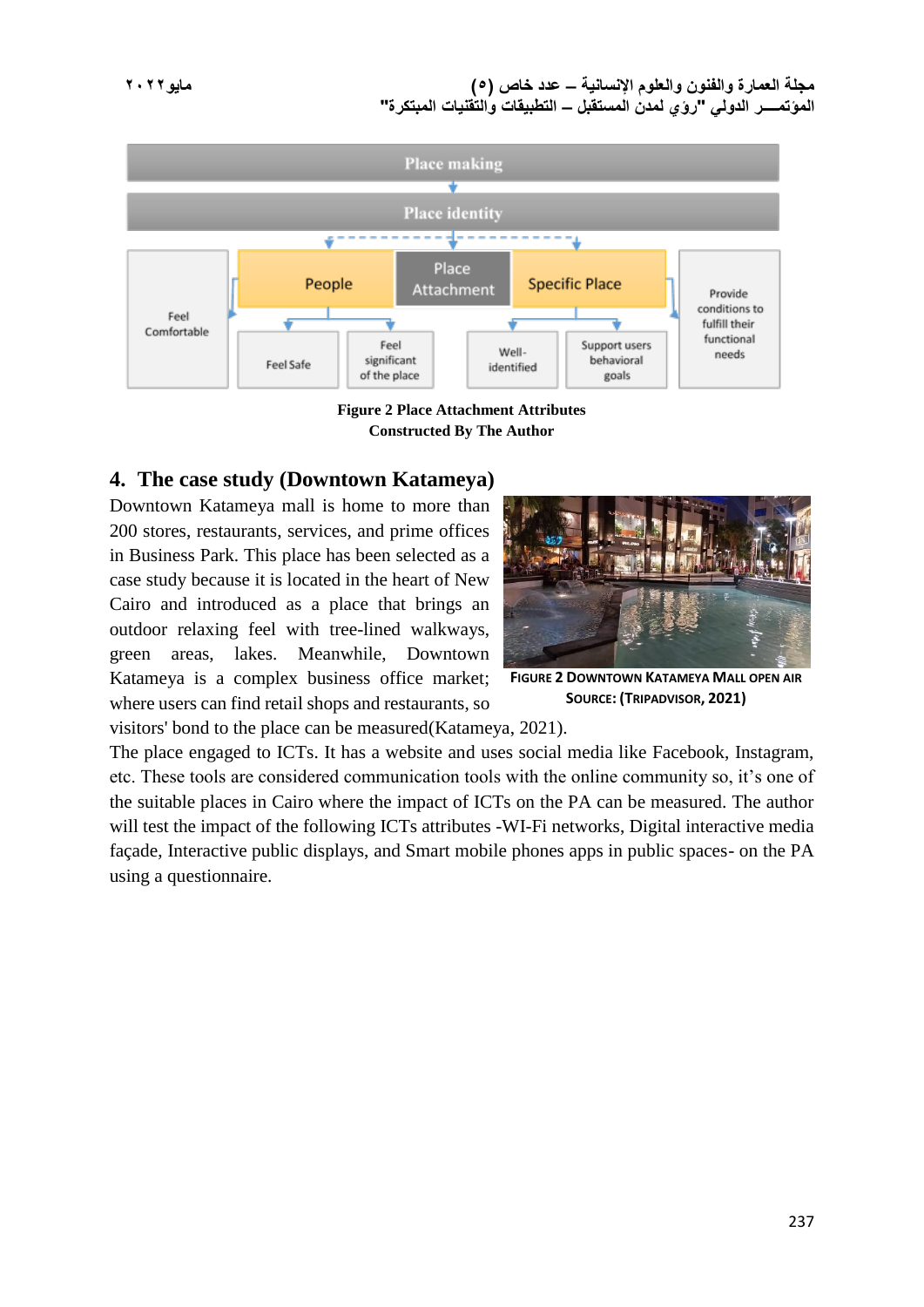Place making

Place identity

| Feel Comfortable | People | Place Attachment | Specific Place | Provide conditions to fulfill their functional needs |
|---|---|---|---|---|
| | Feel Safe | Feel significant of the place | Well-identified | Support users behavioral goals |

**Figure 2 Place Attachment Attributes**
**Constructed By The Author**

## 4. The case study (Downtown Katameya)

Downtown Katameya mall is home to more than 200 stores, restaurants, services, and prime offices in Business Park. This place has been selected as a case study because it is located in the heart of New Cairo and introduced as a place that brings an outdoor relaxing feel with tree-lined walkways, green areas, lakes. Meanwhile, Downtown Katameya is a complex business office market; where users can find retail shops and restaurants, so visitors' bond to the place can be measured(Katameya, 2021).

**Figure 2 Downtown Katameya Mall open air**
**Source: (Tripadvisor, 2021)**

The place engaged to ICTs. It has a website and uses social media like Facebook, Instagram, etc. These tools are considered communication tools with the online community so, it's one of the suitable places in Cairo where the impact of ICTs on the PA can be measured. The author will test the impact of the following ICTs attributes -WI-Fi networks, Digital interactive media façade, Interactive public displays, and Smart mobile phones apps in public spaces- on the PA using a questionnaire.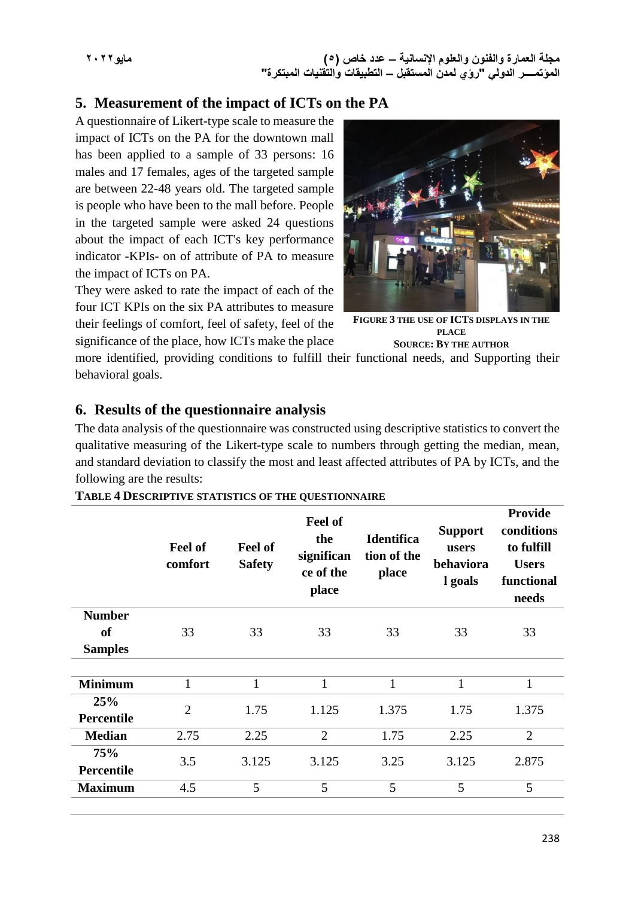## 5. Measurement of the impact of ICTs on the PA

A questionnaire of Likert-type scale to measure the impact of ICTs on the PA for the downtown mall has been applied to a sample of 33 persons: 16 males and 17 females, ages of the targeted sample are between 22-48 years old. The targeted sample is people who have been to the mall before. People in the targeted sample were asked 24 questions about the impact of each ICT's key performance indicator -KPIs- on of attribute of PA to measure the impact of ICTs on PA.

They were asked to rate the impact of each of the four ICT KPIs on the six PA attributes to measure their feelings of comfort, feel of safety, feel of the significance of the place, how ICTs make the place more identified, providing conditions to fulfill their functional needs, and Supporting their behavioral goals.

FIGURE 3 THE USE OF ICTS DISPLAYS IN THE PLACE
SOURCE: BY THE AUTHOR

## 6. Results of the questionnaire analysis

The data analysis of the questionnaire was constructed using descriptive statistics to convert the qualitative measuring of the Likert-type scale to numbers through getting the median, mean, and standard deviation to classify the most and least affected attributes of PA by ICTs, and the following are the results:

**TABLE 4 DESCRIPTIVE STATISTICS OF THE QUESTIONNAIRE**

| | Feel of comfort | Feel of Safety | Feel of the significance of the place | Identification of the place | Support users behavioral goals | Provide conditions to fulfill Users functional needs |
|---|---|---|---|---|---|---|
| **Number of Samples** | 33 | 33 | 33 | 33 | 33 | 33 |
| **Minimum** | 1 | 1 | 1 | 1 | 1 | 1 |
| **25% Percentile** | 2 | 1.75 | 1.125 | 1.375 | 1.75 | 1.375 |
| **Median** | 2.75 | 2.25 | 2 | 1.75 | 2.25 | 2 |
| **75% Percentile** | 3.5 | 3.125 | 3.125 | 3.25 | 3.125 | 2.875 |
| **Maximum** | 4.5 | 5 | 5 | 5 | 5 | 5 |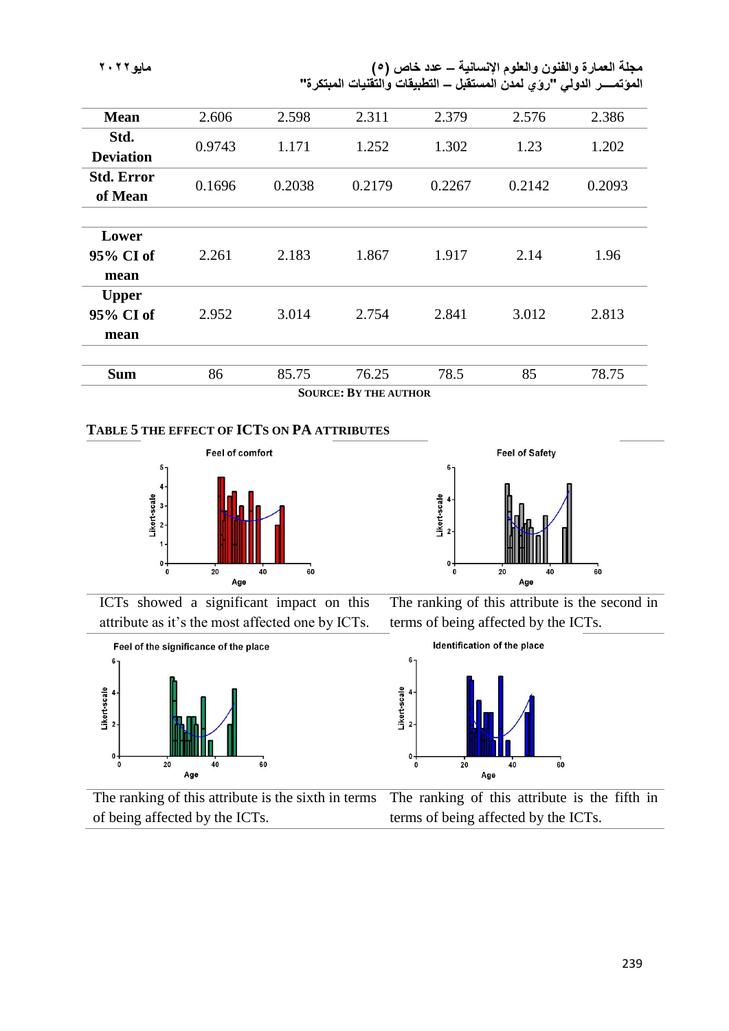| | | | | | | |
|---|---|---|---|---|---|---|
| **Mean** | 2.606 | 2.598 | 2.311 | 2.379 | 2.576 | 2.386 |
| **Std. Deviation** | 0.9743 | 1.171 | 1.252 | 1.302 | 1.23 | 1.202 |
| **Std. Error of Mean** | 0.1696 | 0.2038 | 0.2179 | 0.2267 | 0.2142 | 0.2093 |
| | | | | | | |
| **Lower 95% CI of mean** | 2.261 | 2.183 | 1.867 | 1.917 | 2.14 | 1.96 |
| **Upper 95% CI of mean** | 2.952 | 3.014 | 2.754 | 2.841 | 3.012 | 2.813 |
| | | | | | | |
| **Sum** | 86 | 85.75 | 76.25 | 78.5 | 85 | 78.75 |

**SOURCE: BY THE AUTHOR**

**TABLE 5 THE EFFECT OF ICTS ON PA ATTRIBUTES**

Feel of comfort

Likert-scale

5
4
3
2
1
0

0 20 40 60

Age

ICTs showed a significant impact on this attribute as it's the most affected one by ICTs.

Feel of Safety

Likert-scale

6
4
2
0

0 20 40 60

Age

The ranking of this is the second in terms of being affected by the ICTs.

Feel of the significance of the place

Likert-scale

6
4
2
0

0 20 40 60

Age

The ranking of this attribute is the sixth in terms of being affected by the ICTs.

Identification of the place

Likert-scale

6
4
2
0

0 20 40 60

Age

The ranking of this attribute is the fifth in terms of being affected by the ICTs.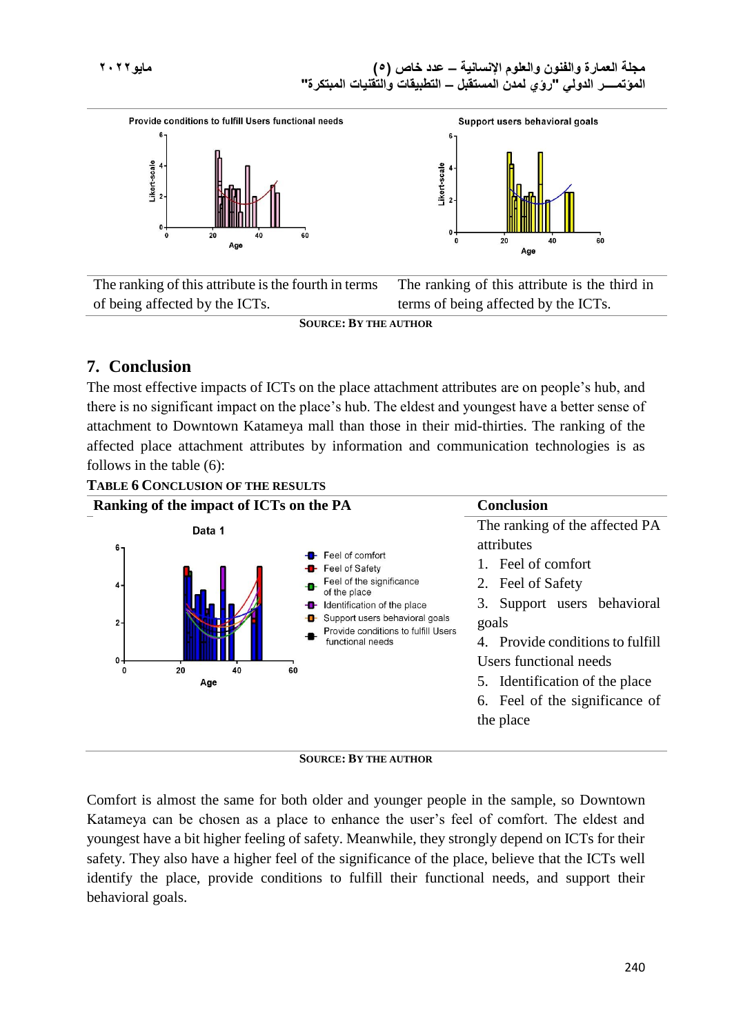| Provide conditions to fulfill Users functional needs | Support users behavioral goals |
|---|---|
| The ranking of this attribute is the fourth in terms of being affected by the ICTs. | The ranking of this attribute is the third in terms of being affected by the ICTs. |

Provide conditions to fulfill Users functional needs
Likert-scale
0
2
4
6
0
20
40
60
Age

Support users behavioral goals
Likert-scale
0
2
4
6
0
20
40
60
Age

**SOURCE: BY THE AUTHOR**

## 7. Conclusion

The most effective impacts of ICTs on the place attachment attributes are on people's hub, and there is no significant impact on the place's hub. The eldest and youngest have a better sense of attachment to Downtown Katameya mall than those in their mid-thirties. The ranking of the affected place attachment attributes by information and communication technologies is as follows in the table (6):

**TABLE 6 CONCLUSION OF THE RESULTS**

| Ranking of the impact of ICTs on the PA | Conclusion |
|---|---|
| | The ranking of the affected PA attributes<br>1. Feel of comfort<br>2. Feel of Safety<br>3. Support users behavioral goals<br>4. Provide conditions to fulfill Users functional needs<br>5. Identification of the place<br>6. Feel of the significance of the place |

Data 1
0
2
4
6
0
20
40
60
Age
Feel of comfort
Feel of Safety
Feel of the significance of the place
Identification of the place
Support users behavioral goals
Provide conditions to fulfill Users functional needs

**SOURCE: BY THE AUTHOR**

Comfort is almost the same for both older and younger people in the sample, so Downtown Katameya can be chosen as a place to enhance the user's feel of comfort. The eldest and youngest have a bit higher feeling of safety. Meanwhile, they strongly depend on ICTs for their safety. They also have a higher feel of the significance of the place, believe that the ICTs well identify the place, provide conditions to fulfill their functional needs, and support their behavioral goals.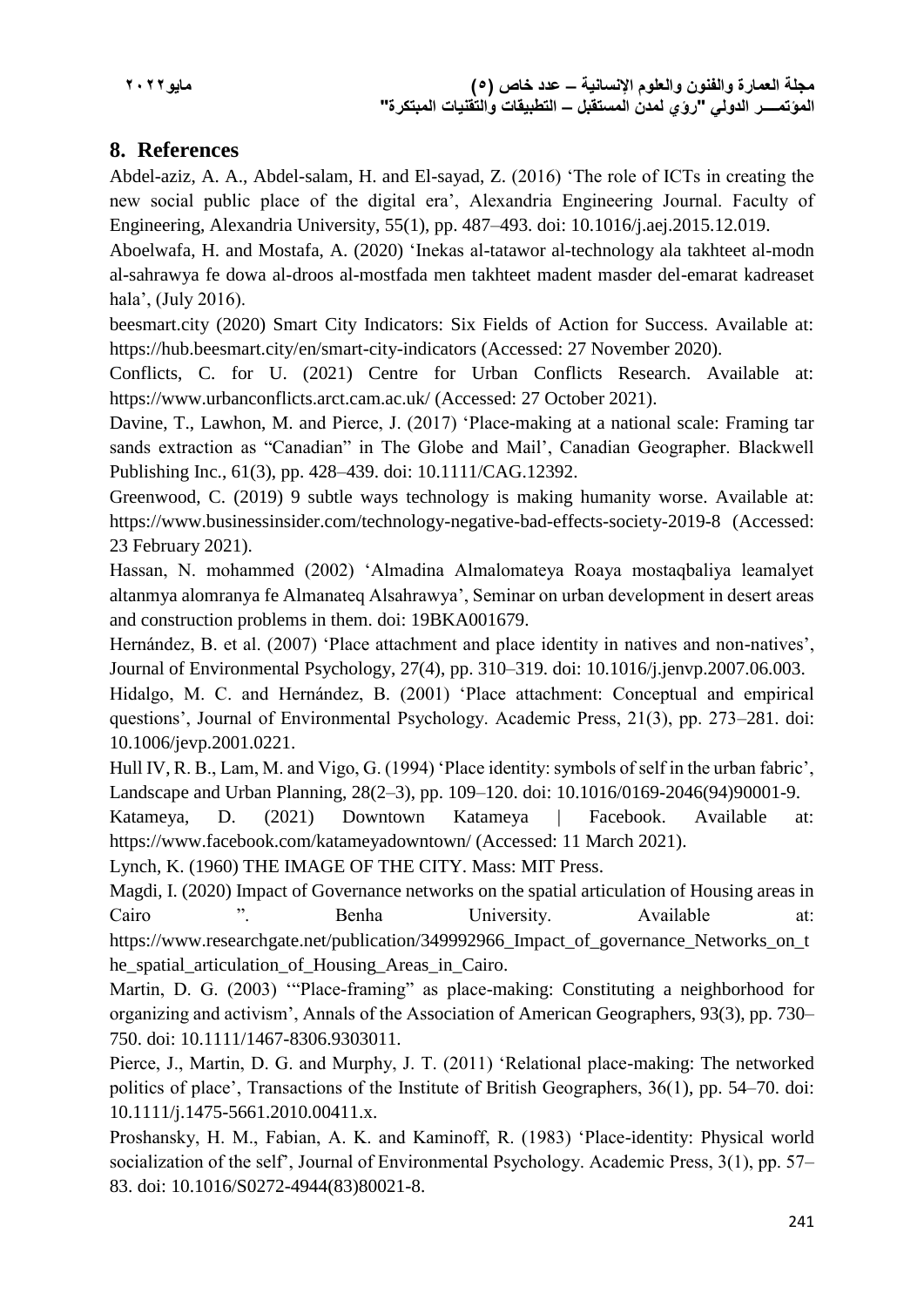## 8. References

Abdel-aziz, A. A., Abdel-salam, H. and El-sayad, Z. (2016) 'The role of ICTs in creating the new social public place of the digital era', Alexandria Engineering Journal. Faculty of Engineering, Alexandria University, 55(1), pp. 487–493. doi: 10.1016/j.aej.2015.12.019.

Aboelwafa, H. and Mostafa, A. (2020) 'Inekas al-tatawor al-technology ala takhteet al-modn al-sahrawya fe dowa al-droos al-mostfada men takhteet madent masder del-emarat kadreaset hala', (July 2016).

beesmart.city (2020) Smart City Indicators: Six Fields of Action for Success. Available at: https://hub.beesmart.city/en/smart-city-indicators (Accessed: 27 November 2020).

Conflicts, C. for U. (2021) Centre for Urban Conflicts Research. Available at: https://www.urbanconflicts.arct.cam.ac.uk/ (Accessed: 27 October 2021).

Davine, T., Lawhon, M. and Pierce, J. (2017) 'Place-making at a national scale: Framing tar sands extraction as "Canadian" in The Globe and Mail', Canadian Geographer. Blackwell Publishing Inc., 61(3), pp. 428–439. doi: 10.1111/CAG.12392.

Greenwood, C. (2019) 9 subtle ways technology is making humanity worse. Available at: https://www.businessinsider.com/technology-negative-bad-effects-society-2019-8 (Accessed: 23 February 2021).

Hassan, N. mohammed (2002) 'Almadina Almalomateya Roaya mostaqbaliya leamalyet altanmya alomranya fe Almanateq Alsahrawya', Seminar on urban development in desert areas and construction problems in them. doi: 19BKA001679.

Hernández, B. et al. (2007) 'Place attachment and place identity in natives and non-natives', Journal of Environmental Psychology, 27(4), pp. 310–319. doi: 10.1016/j.jenvp.2007.06.003.

Hidalgo, M. C. and Hernández, B. (2001) 'Place attachment: Conceptual and empirical questions', Journal of Environmental Psychology. Academic Press, 21(3), pp. 273–281. doi: 10.1006/jevp.2001.0221.

Hull IV, R. B., Lam, M. and Vigo, G. (1994) 'Place identity: symbols of self in the urban fabric', Landscape and Urban Planning, 28(2–3), pp. 109–120. doi: 10.1016/0169-2046(94)90001-9.

Katameya, D. (2021) Downtown Katameya | Facebook. Available at: https://www.facebook.com/katameyadowntown/ (Accessed: 11 March 2021).

Lynch, K. (1960) THE IMAGE OF THE CITY. Mass: MIT Press.

Magdi, I. (2020) Impact of Governance networks on the spatial articulation of Housing areas in Cairo ". Benha University. Available at: https://www.researchgate.net/publication/349992966_Impact_of_governance_Networks_on_the_spatial_articulation_of_Housing_Areas_in_Cairo.

Martin, D. G. (2003) '"Place-framing" as place-making: Constituting a neighborhood for organizing and activism', Annals of the Association of American Geographers, 93(3), pp. 730–750. doi: 10.1111/1467-8306.9303011.

Pierce, J., Martin, D. G. and Murphy, J. T. (2011) 'Relational place-making: The networked politics of place', Transactions of the Institute of British Geographers, 36(1), pp. 54–70. doi: 10.1111/j.1475-5661.2010.00411.x.

Proshansky, H. M., Fabian, A. K. and Kaminoff, R. (1983) 'Place-identity: Physical world socialization of the self', Journal of Environmental Psychology. Academic Press, 3(1), pp. 57–83. doi: 10.1016/S0272-4944(83)80021-8.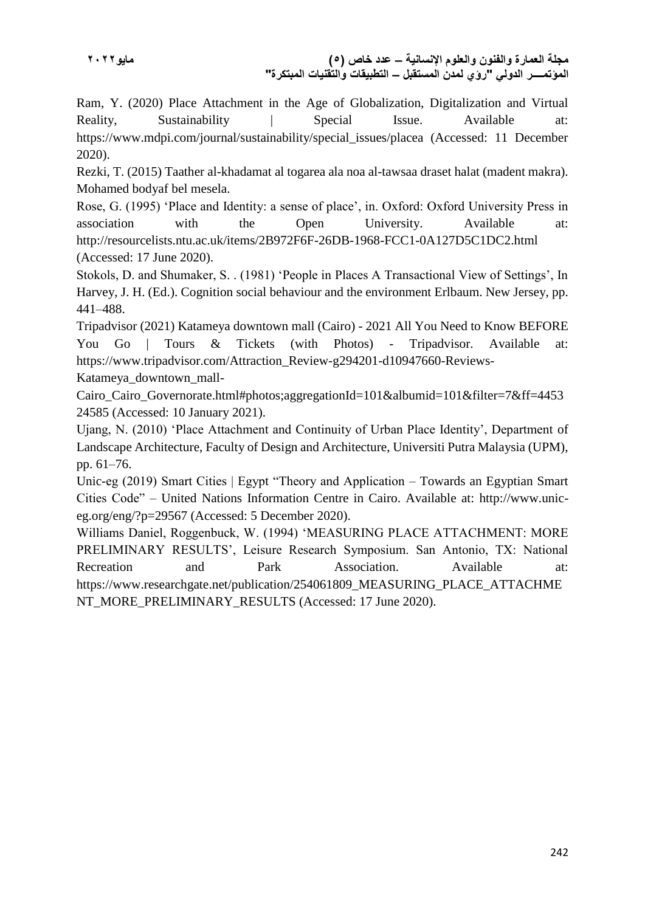Ram, Y. (2020) Place Attachment in the Age of Globalization, Digitalization and Virtual Reality, Sustainability | Special Issue. Available at: https://www.mdpi.com/journal/sustainability/special_issues/placea (Accessed: 11 December 2020).

Rezki, T. (2015) Taather al-khadamat al togarea ala noa al-tawsaa draset halat (madent makra). Mohamed bodyaf bel mesela.

Rose, G. (1995) 'Place and Identity: a sense of place', in. Oxford: Oxford University Press in association with the Open University. Available at: http://resourcelists.ntu.ac.uk/items/2B972F6F-26DB-1968-FCC1-0A127D5C1DC2.html (Accessed: 17 June 2020).

Stokols, D. and Shumaker, S. . (1981) 'People in Places A Transactional View of Settings', In Harvey, J. H. (Ed.). Cognition social behaviour and the environment Erlbaum. New Jersey, pp. 441–488.

Tripadvisor (2021) Katameya downtown mall (Cairo) - 2021 All You Need to Know BEFORE You Go | Tours & Tickets (with Photos) - Tripadvisor. Available at: https://www.tripadvisor.com/Attraction_Review-g294201-d10947660-Reviews-Katameya_downtown_mall-Cairo_Cairo_Governorate.html#photos;aggregationId=101&albumid=101&filter=7&ff=445324585 (Accessed: 10 January 2021).

Ujang, N. (2010) 'Place Attachment and Continuity of Urban Place Identity', Department of Landscape Architecture, Faculty of Design and Architecture, Universiti Putra Malaysia (UPM), pp. 61–76.

Unic-eg (2019) Smart Cities | Egypt "Theory and Application – Towards an Egyptian Smart Cities Code" – United Nations Information Centre in Cairo. Available at: http://www.unic-eg.org/eng/?p=29567 (Accessed: 5 December 2020).

Williams Daniel, Roggenbuck, W. (1994) 'MEASURING PLACE ATTACHMENT: MORE PRELIMINARY RESULTS', Leisure Research Symposium. San Antonio, TX: National Recreation and Park Association. Available at: https://www.researchgate.net/publication/254061809_MEASURING_PLACE_ATTACHMENT_MORE_PRELIMINARY_RESULTS (Accessed: 17 June 2020).